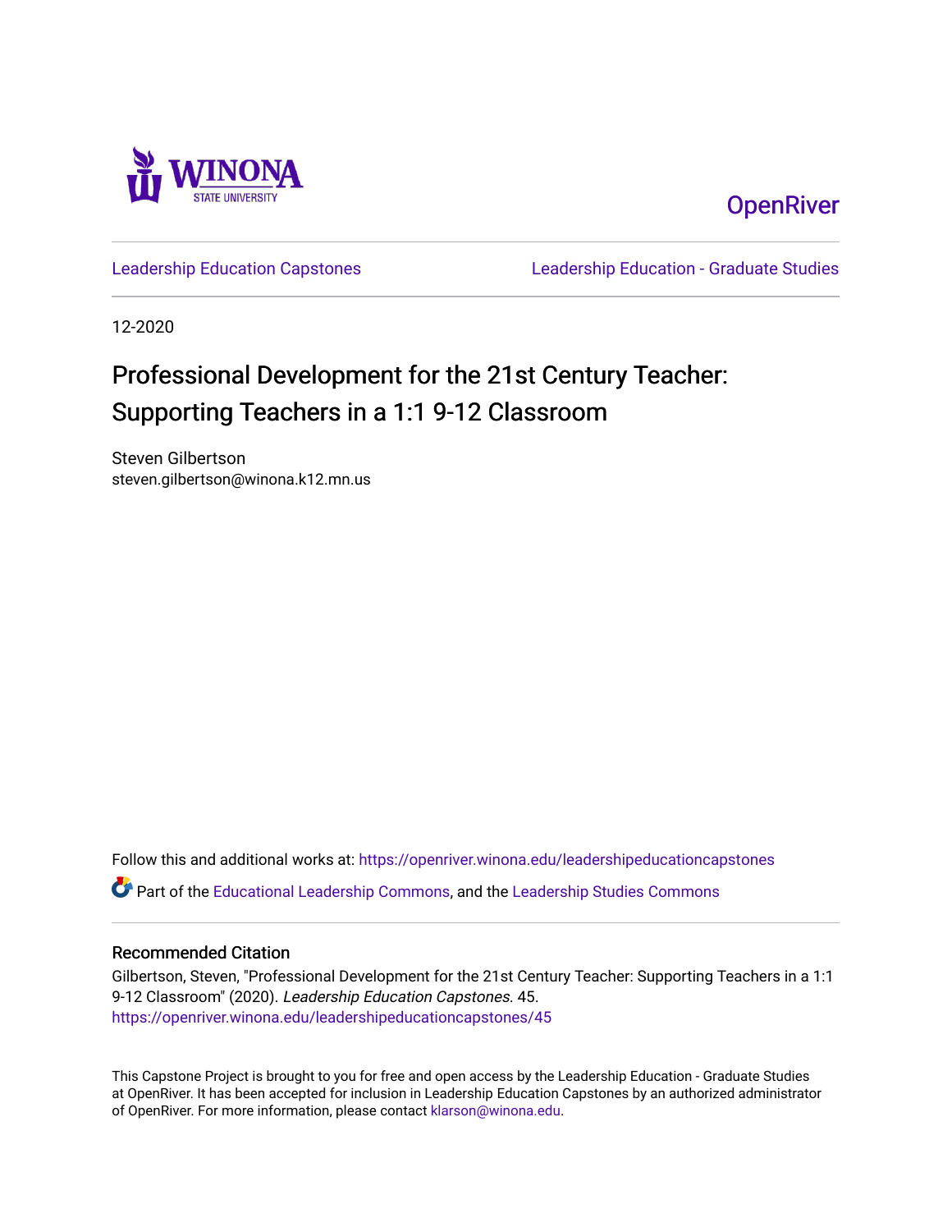WINONA STATE UNIVERSITY

OpenRiver

Leadership Education Capstones

Leadership Education - Graduate Studies

12-2020

# Professional Development for the 21st Century Teacher: Supporting Teachers in a 1:1 9-12 Classroom

Steven Gilbertson
steven.gilbertson@winona.k12.mn.us

Follow this and additional works at: https://openriver.winona.edu/leadershipeducationcapstones

Part of the Educational Leadership Commons, and the Leadership Studies Commons

## Recommended Citation

Gilbertson, Steven, "Professional Development for the 21st Century Teacher: Supporting Teachers in a 1:1 9-12 Classroom" (2020). *Leadership Education Capstones*. 45.
https://openriver.winona.edu/leadershipeducationcapstones/45

This Capstone Project is brought to you for free and open access by the Leadership Education - Graduate Studies at OpenRiver. It has been accepted for inclusion in Leadership Education Capstones by an authorized administrator of OpenRiver. For more information, please contact klarson@winona.edu.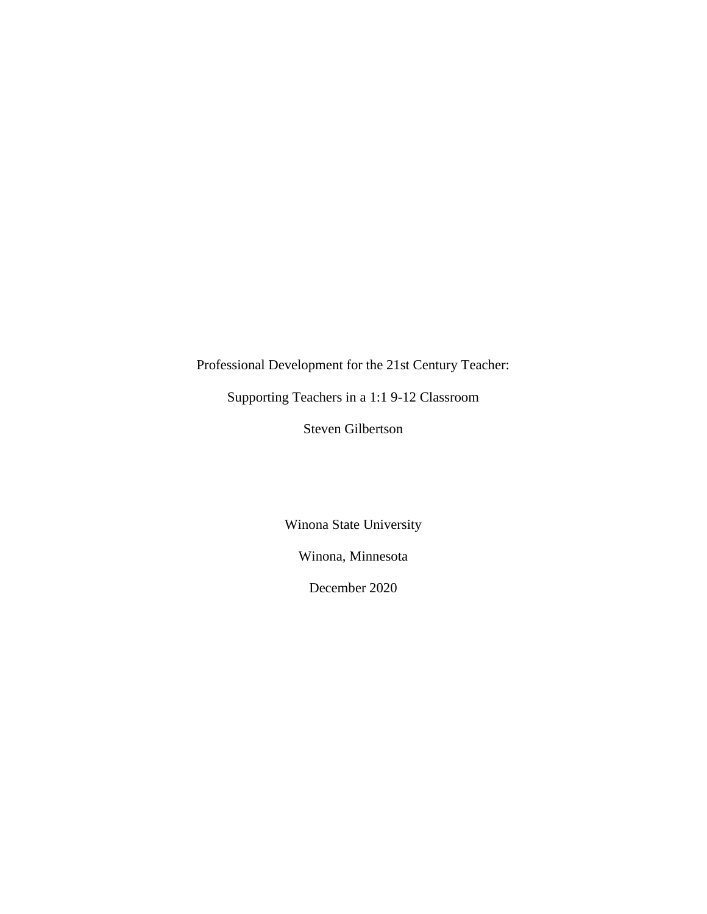Professional Development for the 21st Century Teacher:

Supporting Teachers in a 1:1 9-12 Classroom

Steven Gilbertson

Winona State University

Winona, Minnesota

December 2020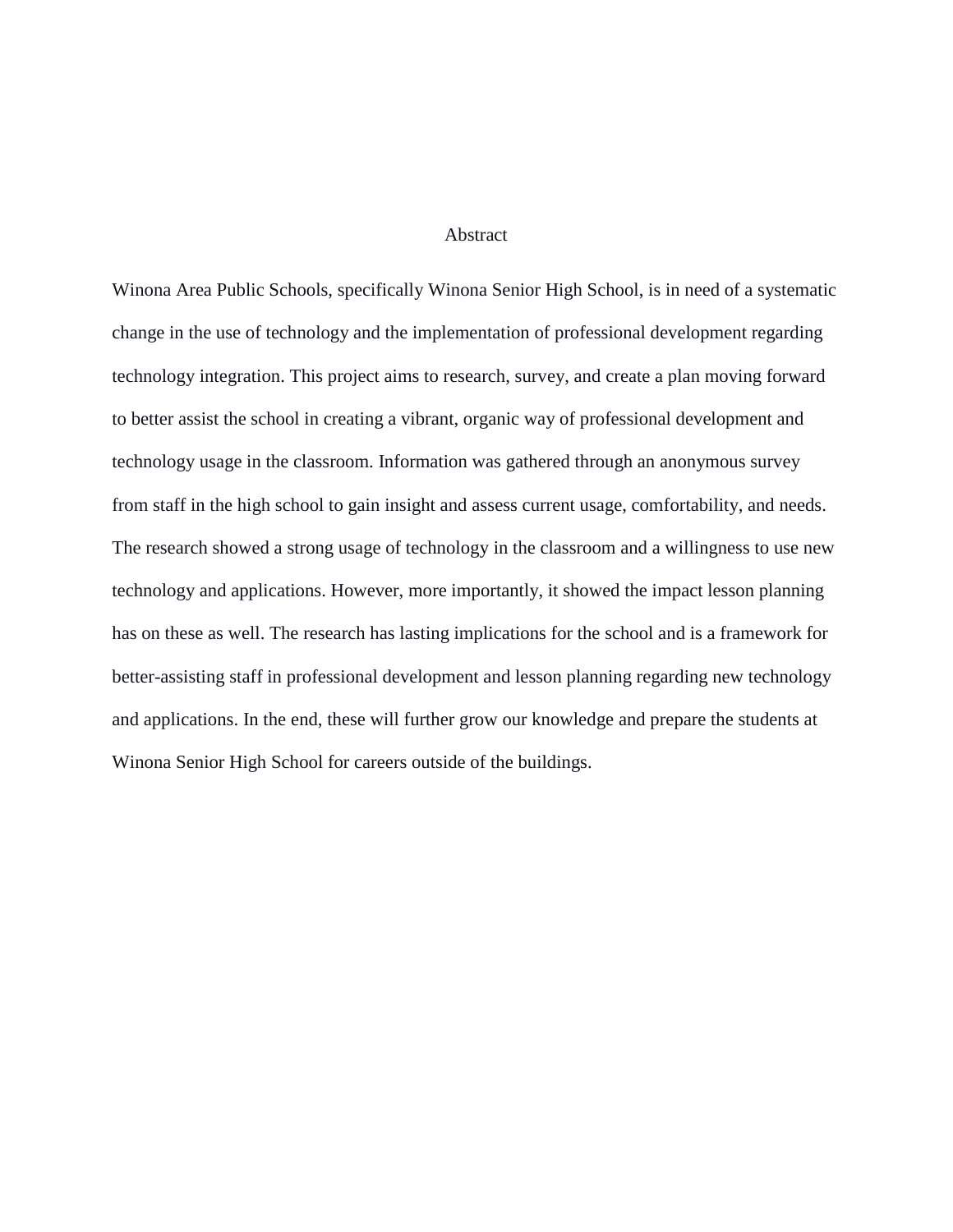# Abstract

Winona Area Public Schools, specifically Winona Senior High School, is in need of a systematic change in the use of technology and the implementation of professional development regarding technology integration. This project aims to research, survey, and create a plan moving forward to better assist the school in creating a vibrant, organic way of professional development and technology usage in the classroom. Information was gathered through an anonymous survey from staff in the high school to gain insight and assess current usage, comfortability, and needs. The research showed a strong usage of technology in the classroom and a willingness to use new technology and applications. However, more importantly, it showed the impact lesson planning has on these as well. The research has lasting implications for the school and is a framework for better-assisting staff in professional development and lesson planning regarding new technology and applications. In the end, these will further grow our knowledge and prepare the students at Winona Senior High School for careers outside of the buildings.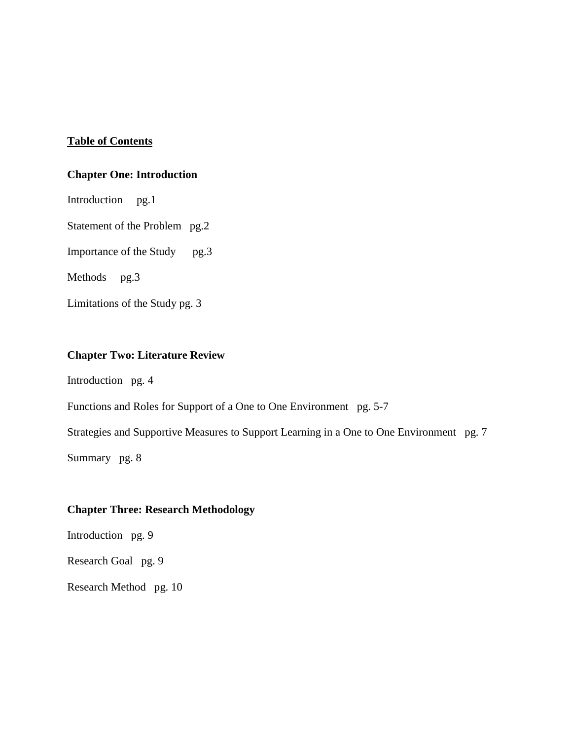**<u>Table of Contents</u>**

**Chapter One: Introduction**

Introduction pg.1

Statement of the Problem pg.2

Importance of the Study pg.3

Methods pg.3

Limitations of the Study pg. 3

**Chapter Two: Literature Review**

Introduction pg. 4

Functions and Roles for Support of a One to One Environment pg. 5-7

Strategies and Supportive Measures to Support Learning in a One to One Environment pg. 7

Summary pg. 8

**Chapter Three: Research Methodology**

Introduction pg. 9

Research Goal pg. 9

Research Method pg. 10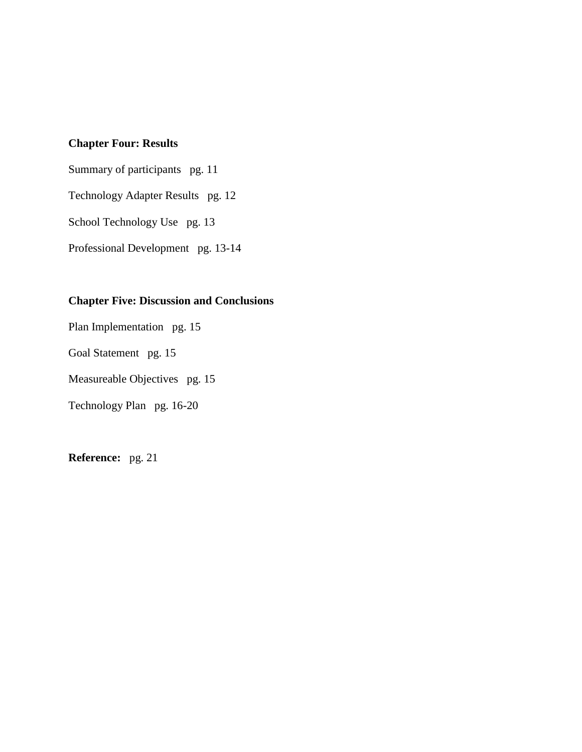**Chapter Four: Results**

Summary of participants   pg. 11

Technology Adapter Results   pg. 12

School Technology Use   pg. 13

Professional Development   pg. 13-14

**Chapter Five: Discussion and Conclusions**

Plan Implementation   pg. 15

Goal Statement   pg. 15

Measureable Objectives   pg. 15

Technology Plan   pg. 16-20

**Reference:**   pg. 21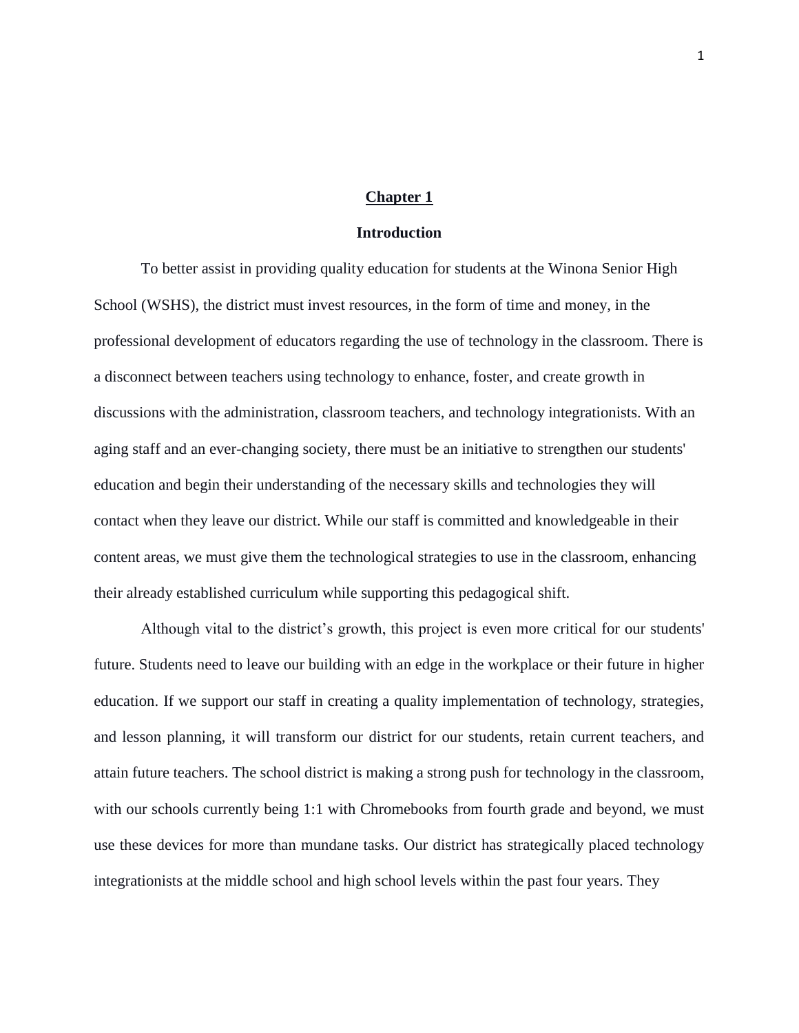# Chapter 1

## Introduction

To better assist in providing quality education for students at the Winona Senior High School (WSHS), the district must invest resources, in the form of time and money, in the professional development of educators regarding the use of technology in the classroom. There is a disconnect between teachers using technology to enhance, foster, and create growth in discussions with the administration, classroom teachers, and technology integrationists. With an aging staff and an ever-changing society, there must be an initiative to strengthen our students' education and begin their understanding of the necessary skills and technologies they will contact when they leave our district. While our staff is committed and knowledgeable in their content areas, we must give them the technological strategies to use in the classroom, enhancing their already established curriculum while supporting this pedagogical shift.

Although vital to the district's growth, this project is even more critical for our students' future. Students need to leave our building with an edge in the workplace or their future in higher education. If we support our staff in creating a quality implementation of technology, strategies, and lesson planning, it will transform our district for our students, retain current teachers, and attain future teachers. The school district is making a strong push for technology in the classroom, with our schools currently being 1:1 with Chromebooks from fourth grade and beyond, we must use these devices for more than mundane tasks. Our district has strategically placed technology integrationists at the middle school and high school levels within the past four years. They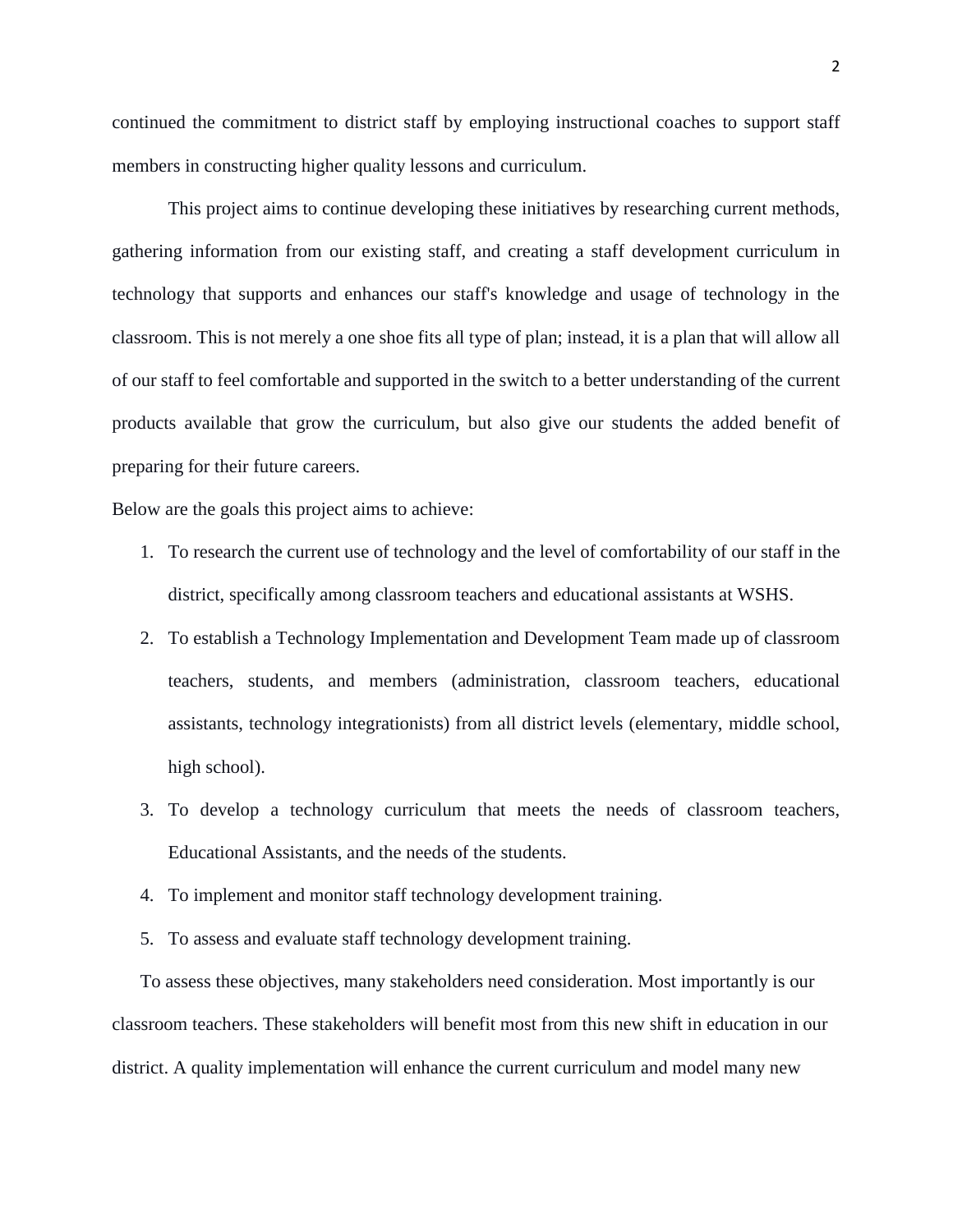continued the commitment to district staff by employing instructional coaches to support staff members in constructing higher quality lessons and curriculum.

This project aims to continue developing these initiatives by researching current methods, gathering information from our existing staff, and creating a staff development curriculum in technology that supports and enhances our staff's knowledge and usage of technology in the classroom. This is not merely a one shoe fits all type of plan; instead, it is a plan that will allow all of our staff to feel comfortable and supported in the switch to a better understanding of the current products available that grow the curriculum, but also give our students the added benefit of preparing for their future careers.

Below are the goals this project aims to achieve:

1. To research the current use of technology and the level of comfortability of our staff in the district, specifically among classroom teachers and educational assistants at WSHS.
2. To establish a Technology Implementation and Development Team made up of classroom teachers, students, and members (administration, classroom teachers, educational assistants, technology integrationists) from all district levels (elementary, middle school, high school).
3. To develop a technology curriculum that meets the needs of classroom teachers, Educational Assistants, and the needs of the students.
4. To implement and monitor staff technology development training.
5. To assess and evaluate staff technology development training.

To assess these objectives, many stakeholders need consideration. Most importantly is our classroom teachers. These stakeholders will benefit most from this new shift in education in our district. A quality implementation will enhance the current curriculum and model many new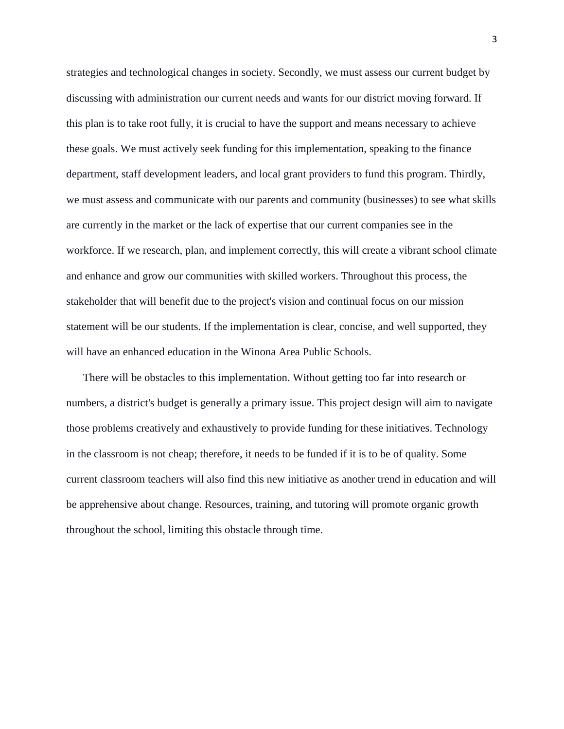strategies and technological changes in society. Secondly, we must assess our current budget by discussing with administration our current needs and wants for our district moving forward. If this plan is to take root fully, it is crucial to have the support and means necessary to achieve these goals. We must actively seek funding for this implementation, speaking to the finance department, staff development leaders, and local grant providers to fund this program. Thirdly, we must assess and communicate with our parents and community (businesses) to see what skills are currently in the market or the lack of expertise that our current companies see in the workforce. If we research, plan, and implement correctly, this will create a vibrant school climate and enhance and grow our communities with skilled workers. Throughout this process, the stakeholder that will benefit due to the project's vision and continual focus on our mission statement will be our students. If the implementation is clear, concise, and well supported, they will have an enhanced education in the Winona Area Public Schools.

There will be obstacles to this implementation. Without getting too far into research or numbers, a district's budget is generally a primary issue. This project design will aim to navigate those problems creatively and exhaustively to provide funding for these initiatives. Technology in the classroom is not cheap; therefore, it needs to be funded if it is to be of quality. Some current classroom teachers will also find this new initiative as another trend in education and will be apprehensive about change. Resources, training, and tutoring will promote organic growth throughout the school, limiting this obstacle through time.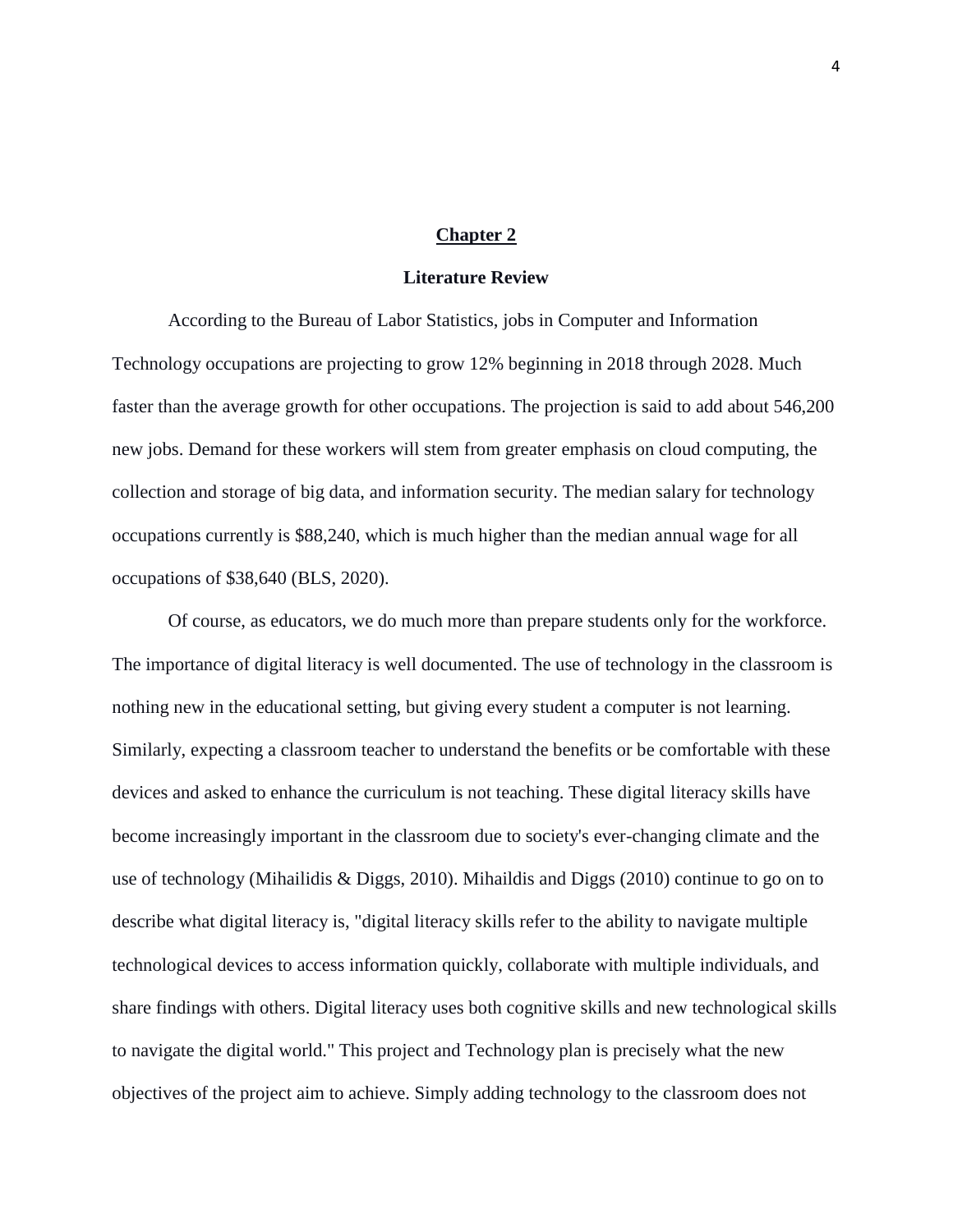# Chapter 2

## Literature Review

According to the Bureau of Labor Statistics, jobs in Computer and Information Technology occupations are projecting to grow 12% beginning in 2018 through 2028. Much faster than the average growth for other occupations. The projection is said to add about 546,200 new jobs. Demand for these workers will stem from greater emphasis on cloud computing, the collection and storage of big data, and information security. The median salary for technology occupations currently is $88,240, which is much higher than the median annual wage for all occupations of $38,640 (BLS, 2020).

Of course, as educators, we do much more than prepare students only for the workforce. The importance of digital literacy is well documented. The use of technology in the classroom is nothing new in the educational setting, but giving every student a computer is not learning. Similarly, expecting a classroom teacher to understand the benefits or be comfortable with these devices and asked to enhance the curriculum is not teaching. These digital literacy skills have become increasingly important in the classroom due to society's ever-changing climate and the use of technology (Mihailidis & Diggs, 2010). Mihaildis and Diggs (2010) continue to go on to describe what digital literacy is, "digital literacy skills refer to the ability to navigate multiple technological devices to access information quickly, collaborate with multiple individuals, and share findings with others. Digital literacy uses both cognitive skills and new technological skills to navigate the digital world." This project and Technology plan is precisely what the new objectives of the project aim to achieve. Simply adding technology to the classroom does not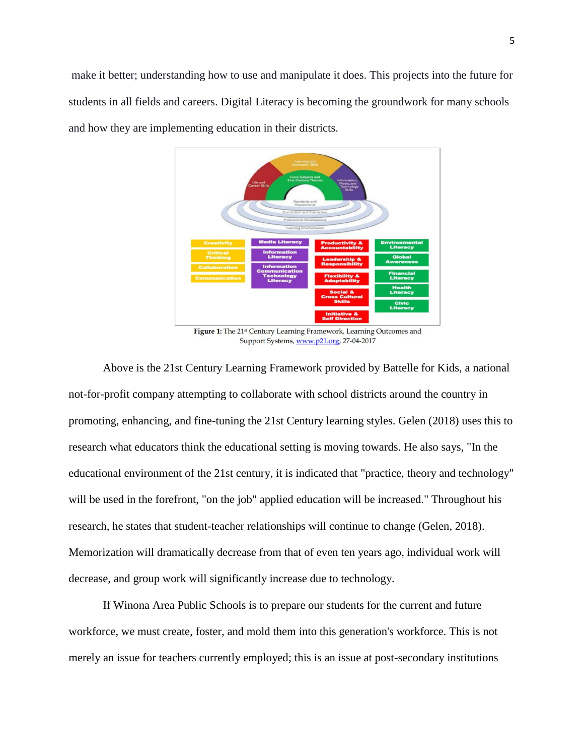make it better; understanding how to use and manipulate it does. This projects into the future for students in all fields and careers. Digital Literacy is becoming the groundwork for many schools and how they are implementing education in their districts.

**Figure 1:** The 21st Century Learning Framework, Learning Outcomes and Support Systems, www.p21.org, 27-04-2017

Above is the 21st Century Learning Framework provided by Battelle for Kids, a national not-for-profit company attempting to collaborate with school districts around the country in promoting, enhancing, and fine-tuning the 21st Century learning styles. Gelen (2018) uses this to research what educators think the educational setting is moving towards. He also says, "In the educational environment of the 21st century, it is indicated that "practice, theory and technology" will be used in the forefront, "on the job" applied education will be increased." Throughout his research, he states that student-teacher relationships will continue to change (Gelen, 2018). Memorization will dramatically decrease from that of even ten years ago, individual work will decrease, and group work will significantly increase due to technology.

If Winona Area Public Schools is to prepare our students for the current and future workforce, we must create, foster, and mold them into this generation's workforce. This is not merely an issue for teachers currently employed; this is an issue at post-secondary institutions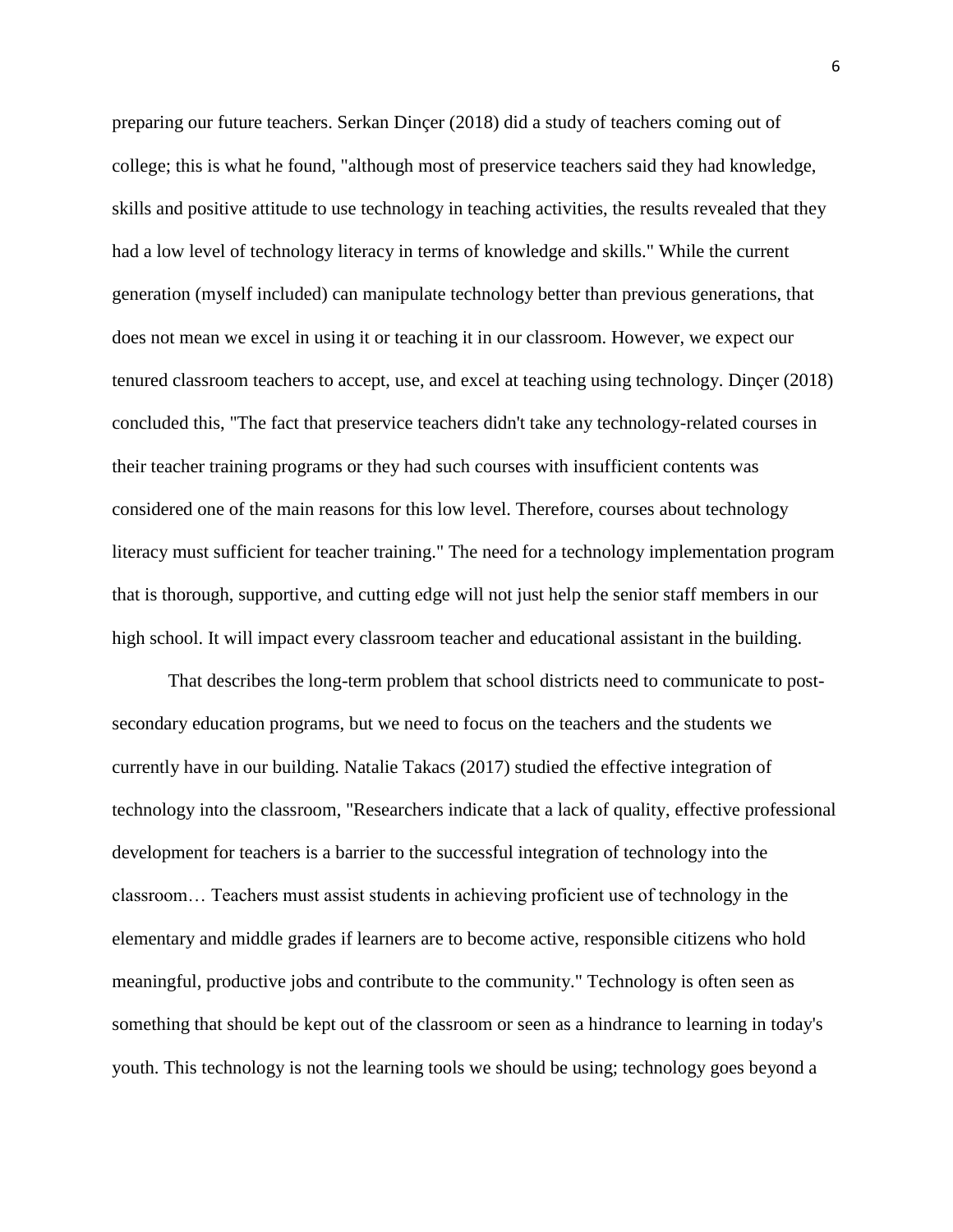preparing our future teachers. Serkan Dinçer (2018) did a study of teachers coming out of college; this is what he found, "although most of preservice teachers said they had knowledge, skills and positive attitude to use technology in teaching activities, the results revealed that they had a low level of technology literacy in terms of knowledge and skills." While the current generation (myself included) can manipulate technology better than previous generations, that does not mean we excel in using it or teaching it in our classroom. However, we expect our tenured classroom teachers to accept, use, and excel at teaching using technology. Dinçer (2018) concluded this, "The fact that preservice teachers didn't take any technology-related courses in their teacher training programs or they had such courses with insufficient contents was considered one of the main reasons for this low level. Therefore, courses about technology literacy must sufficient for teacher training." The need for a technology implementation program that is thorough, supportive, and cutting edge will not just help the senior staff members in our high school. It will impact every classroom teacher and educational assistant in the building.

That describes the long-term problem that school districts need to communicate to post-secondary education programs, but we need to focus on the teachers and the students we currently have in our building. Natalie Takacs (2017) studied the effective integration of technology into the classroom, "Researchers indicate that a lack of quality, effective professional development for teachers is a barrier to the successful integration of technology into the classroom… Teachers must assist students in achieving proficient use of technology in the elementary and middle grades if learners are to become active, responsible citizens who hold meaningful, productive jobs and contribute to the community." Technology is often seen as something that should be kept out of the classroom or seen as a hindrance to learning in today's youth. This technology is not the learning tools we should be using; technology goes beyond a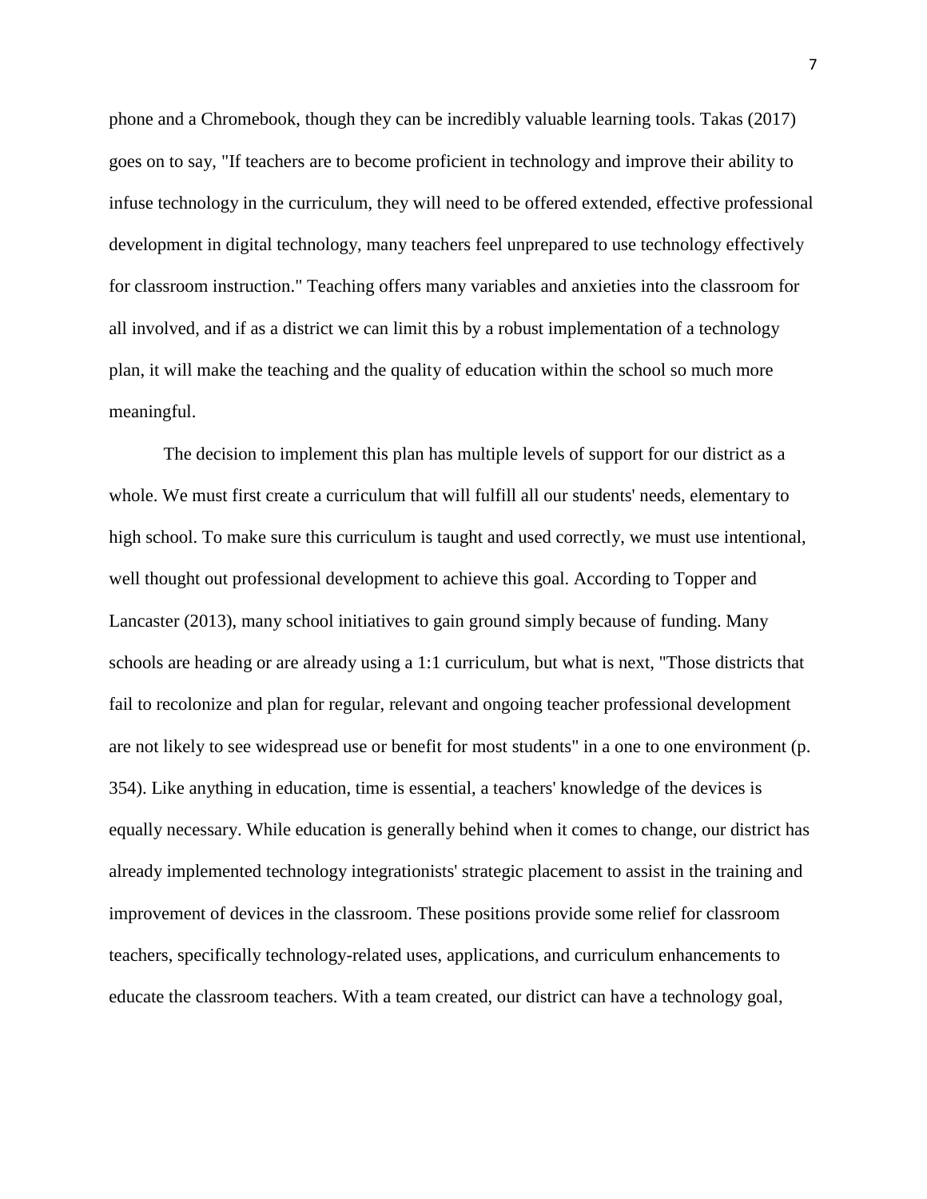phone and a Chromebook, though they can be incredibly valuable learning tools. Takas (2017) goes on to say, "If teachers are to become proficient in technology and improve their ability to infuse technology in the curriculum, they will need to be offered extended, effective professional development in digital technology, many teachers feel unprepared to use technology effectively for classroom instruction." Teaching offers many variables and anxieties into the classroom for all involved, and if as a district we can limit this by a robust implementation of a technology plan, it will make the teaching and the quality of education within the school so much more meaningful.

The decision to implement this plan has multiple levels of support for our district as a whole. We must first create a curriculum that will fulfill all our students' needs, elementary to high school. To make sure this curriculum is taught and used correctly, we must use intentional, well thought out professional development to achieve this goal. According to Topper and Lancaster (2013), many school initiatives to gain ground simply because of funding. Many schools are heading or are already using a 1:1 curriculum, but what is next, "Those districts that fail to recolonize and plan for regular, relevant and ongoing teacher professional development are not likely to see widespread use or benefit for most students" in a one to one environment (p. 354). Like anything in education, time is essential, a teachers' knowledge of the devices is equally necessary. While education is generally behind when it comes to change, our district has already implemented technology integrationists' strategic placement to assist in the training and improvement of devices in the classroom. These positions provide some relief for classroom teachers, specifically technology-related uses, applications, and curriculum enhancements to educate the classroom teachers. With a team created, our district can have a technology goal,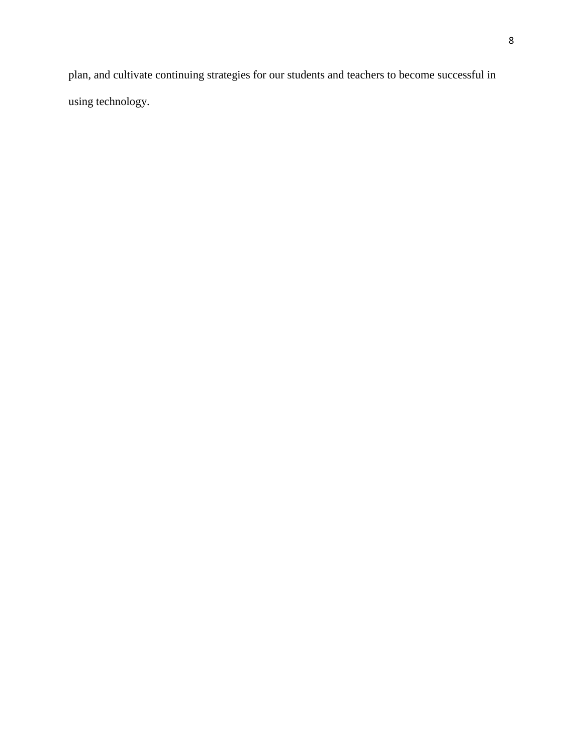plan, and cultivate continuing strategies for our students and teachers to become successful in using technology.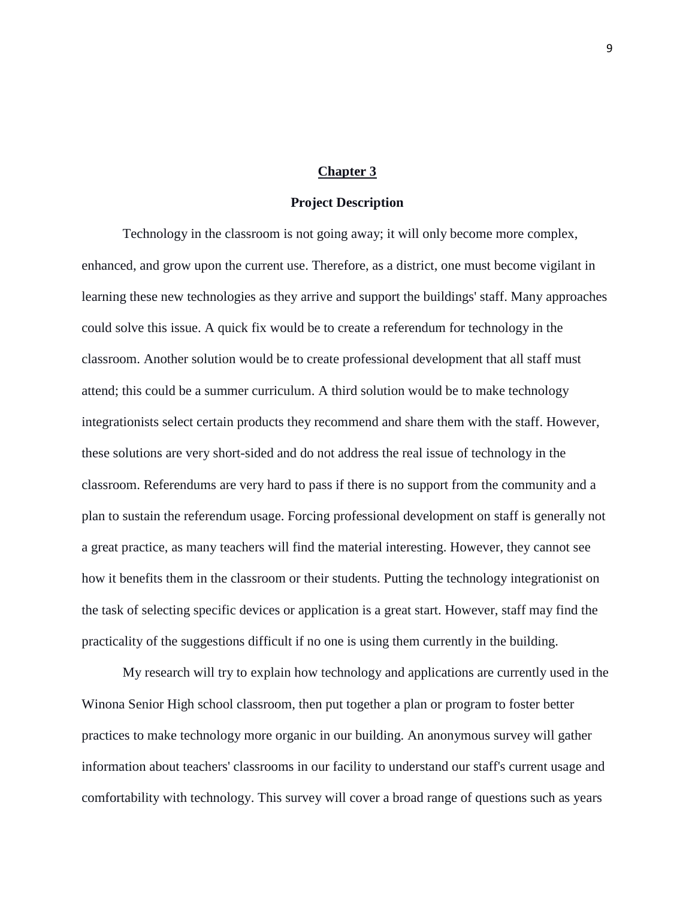# Chapter 3

## Project Description

Technology in the classroom is not going away; it will only become more complex, enhanced, and grow upon the current use. Therefore, as a district, one must become vigilant in learning these new technologies as they arrive and support the buildings' staff. Many approaches could solve this issue. A quick fix would be to create a referendum for technology in the classroom. Another solution would be to create professional development that all staff must attend; this could be a summer curriculum. A third solution would be to make technology integrationists select certain products they recommend and share them with the staff. However, these solutions are very short-sided and do not address the real issue of technology in the classroom. Referendums are very hard to pass if there is no support from the community and a plan to sustain the referendum usage. Forcing professional development on staff is generally not a great practice, as many teachers will find the material interesting. However, they cannot see how it benefits them in the classroom or their students. Putting the technology integrationist on the task of selecting specific devices or application is a great start. However, staff may find the practicality of the suggestions difficult if no one is using them currently in the building.

My research will try to explain how technology and applications are currently used in the Winona Senior High school classroom, then put together a plan or program to foster better practices to make technology more organic in our building. An anonymous survey will gather information about teachers' classrooms in our facility to understand our staff's current usage and comfortability with technology. This survey will cover a broad range of questions such as years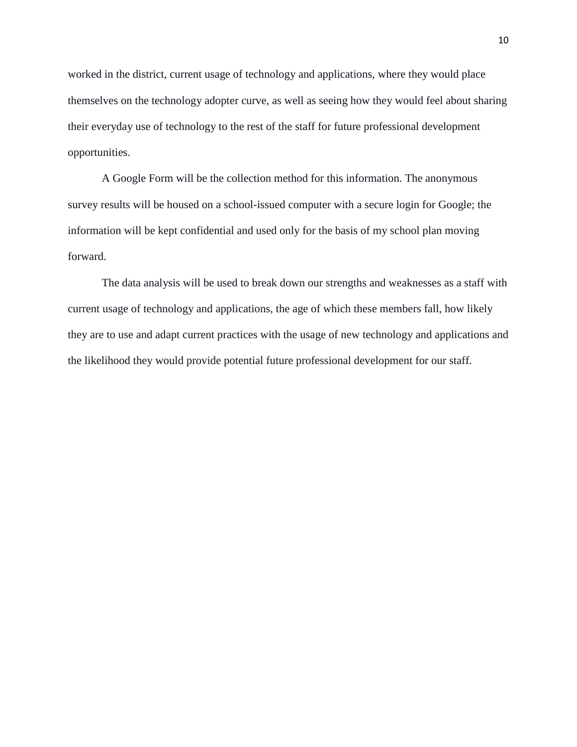worked in the district, current usage of technology and applications, where they would place themselves on the technology adopter curve, as well as seeing how they would feel about sharing their everyday use of technology to the rest of the staff for future professional development opportunities.

A Google Form will be the collection method for this information. The anonymous survey results will be housed on a school-issued computer with a secure login for Google; the information will be kept confidential and used only for the basis of my school plan moving forward.

The data analysis will be used to break down our strengths and weaknesses as a staff with current usage of technology and applications, the age of which these members fall, how likely they are to use and adapt current practices with the usage of new technology and applications and the likelihood they would provide potential future professional development for our staff.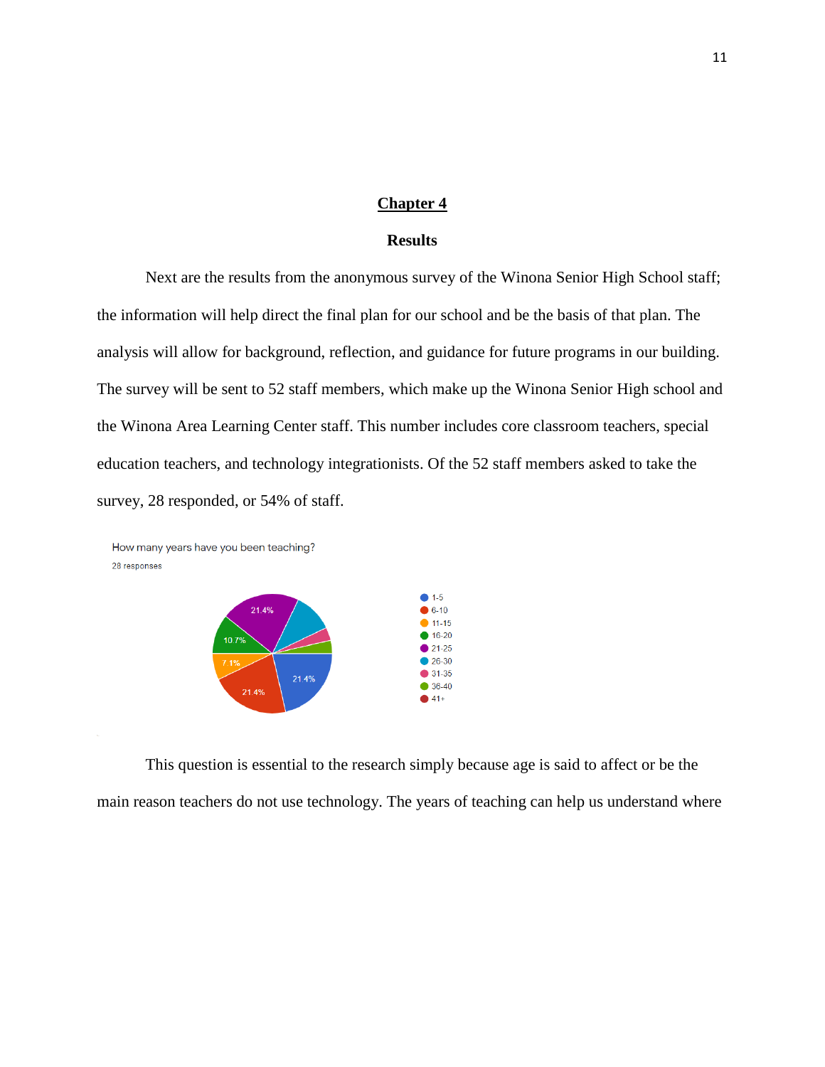# Chapter 4

## Results

Next are the results from the anonymous survey of the Winona Senior High School staff; the information will help direct the final plan for our school and be the basis of that plan. The analysis will allow for background, reflection, and guidance for future programs in our building. The survey will be sent to 52 staff members, which make up the Winona Senior High school and the Winona Area Learning Center staff. This number includes core classroom teachers, special education teachers, and technology integrationists. Of the 52 staff members asked to take the survey, 28 responded, or 54% of staff.

How many years have you been teaching?

28 responses

This question is essential to the research simply because age is said to affect or be the main reason teachers do not use technology. The years of teaching can help us understand where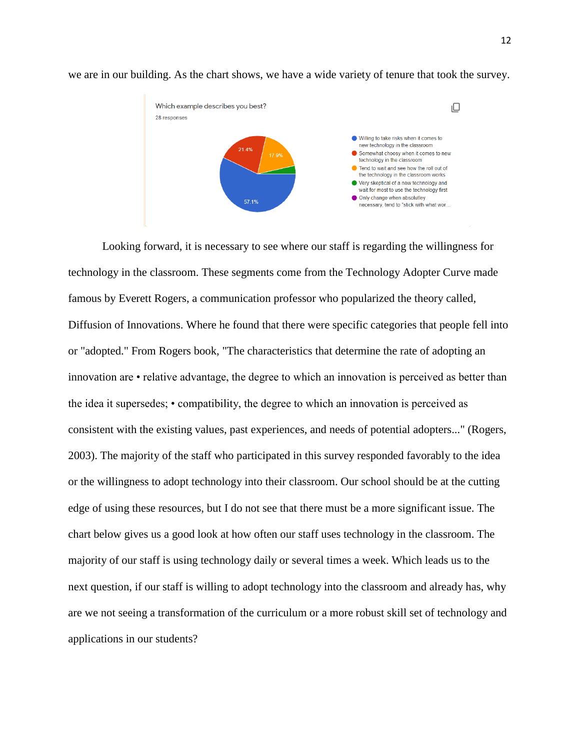we are in our building. As the chart shows, we have a wide variety of tenure that took the survey.

Looking forward, it is necessary to see where our staff is regarding the willingness for technology in the classroom. These segments come from the Technology Adopter Curve made famous by Everett Rogers, a communication professor who popularized the theory called, Diffusion of Innovations. Where he found that there were specific categories that people fell into or "adopted." From Rogers book, "The characteristics that determine the rate of adopting an innovation are • relative advantage, the degree to which an innovation is perceived as better than the idea it supersedes; • compatibility, the degree to which an innovation is perceived as consistent with the existing values, past experiences, and needs of potential adopters..." (Rogers, 2003). The majority of the staff who participated in this survey responded favorably to the idea or the willingness to adopt technology into their classroom. Our school should be at the cutting edge of using these resources, but I do not see that there must be a more significant issue. The chart below gives us a good look at how often our staff uses technology in the classroom. The majority of our staff is using technology daily or several times a week. Which leads us to the next question, if our staff is willing to adopt technology into the classroom and already has, why are we not seeing a transformation of the curriculum or a more robust skill set of technology and applications in our students?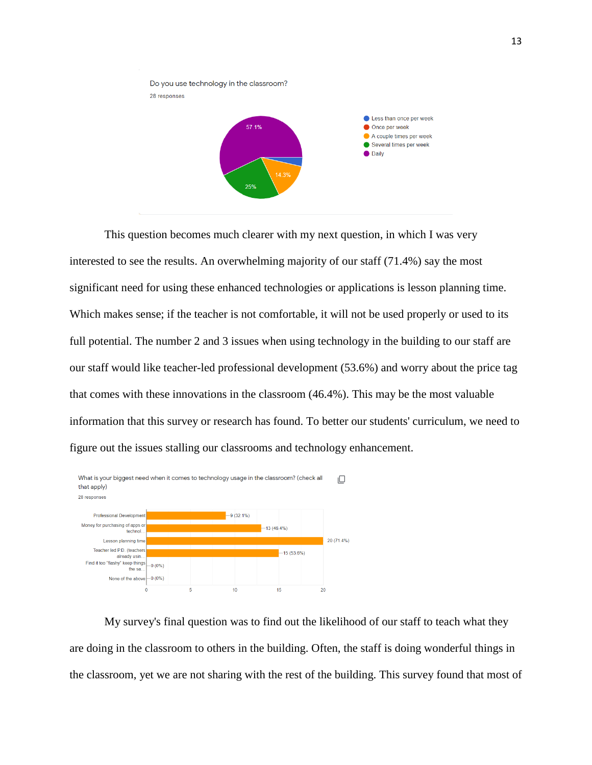Do you use technology in the classroom?

28 responses

- Less than once per week
- Once per week
- A couple times per week: 14.3%
- Several times per week: 25%
- Daily: 57.1%

This question becomes much clearer with my next question, in which I was very interested to see the results. An overwhelming majority of our staff (71.4%) say the most significant need for using these enhanced technologies or applications is lesson planning time. Which makes sense; if the teacher is not comfortable, it will not be used properly or used to its full potential. The number 2 and 3 issues when using technology in the building to our staff are our staff would like teacher-led professional development (53.6%) and worry about the price tag that comes with these innovations in the classroom (46.4%). This may be the most valuable information that this survey or research has found. To better our students' curriculum, we need to figure out the issues stalling our classrooms and technology enhancement.

What is your biggest need when it comes to technology usage in the classroom? (check all that apply)

28 responses

| Response | Count (%) |
| --- | --- |
| Professional Development | 9 (32.1%) |
| Money for purchasing of apps or technol... | 13 (46.4%) |
| Lesson planning time | 20 (71.4%) |
| Teacher led P.D. (teachers already usin... | 15 (53.6%) |
| Find it too "flashy" keep things the sa... | 0 (0%) |
| None of the above | 0 (0%) |

My survey's final question was to find out the likelihood of our staff to teach what they are doing in the classroom to others in the building. Often, the staff is doing wonderful things in the classroom, yet we are not sharing with the rest of the building. This survey found that most of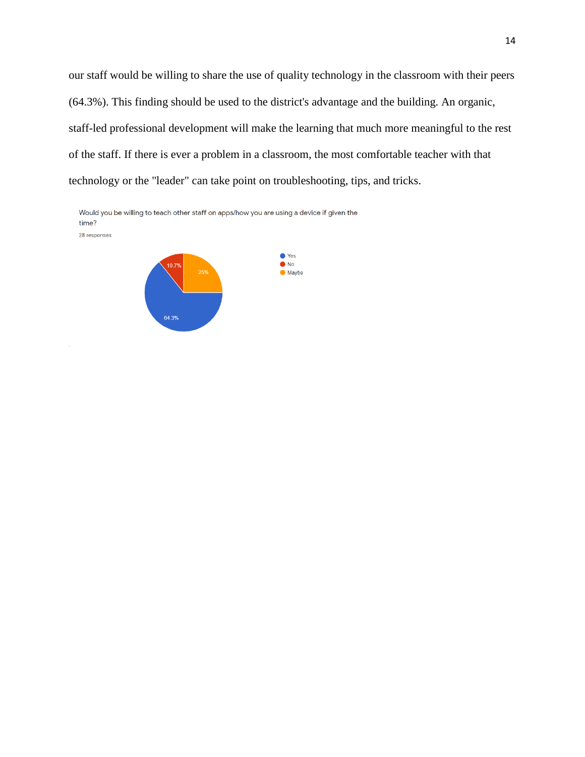our staff would be willing to share the use of quality technology in the classroom with their peers (64.3%). This finding should be used to the district's advantage and the building. An organic, staff-led professional development will make the learning that much more meaningful to the rest of the staff. If there is ever a problem in a classroom, the most comfortable teacher with that technology or the "leader" can take point on troubleshooting, tips, and tricks.

Would you be willing to teach other staff on apps/how you are using a device if given the time?

28 responses

| Response | Percentage |
| --- | --- |
| Yes | 64.3% |
| No | 10.7% |
| Maybe | 25% |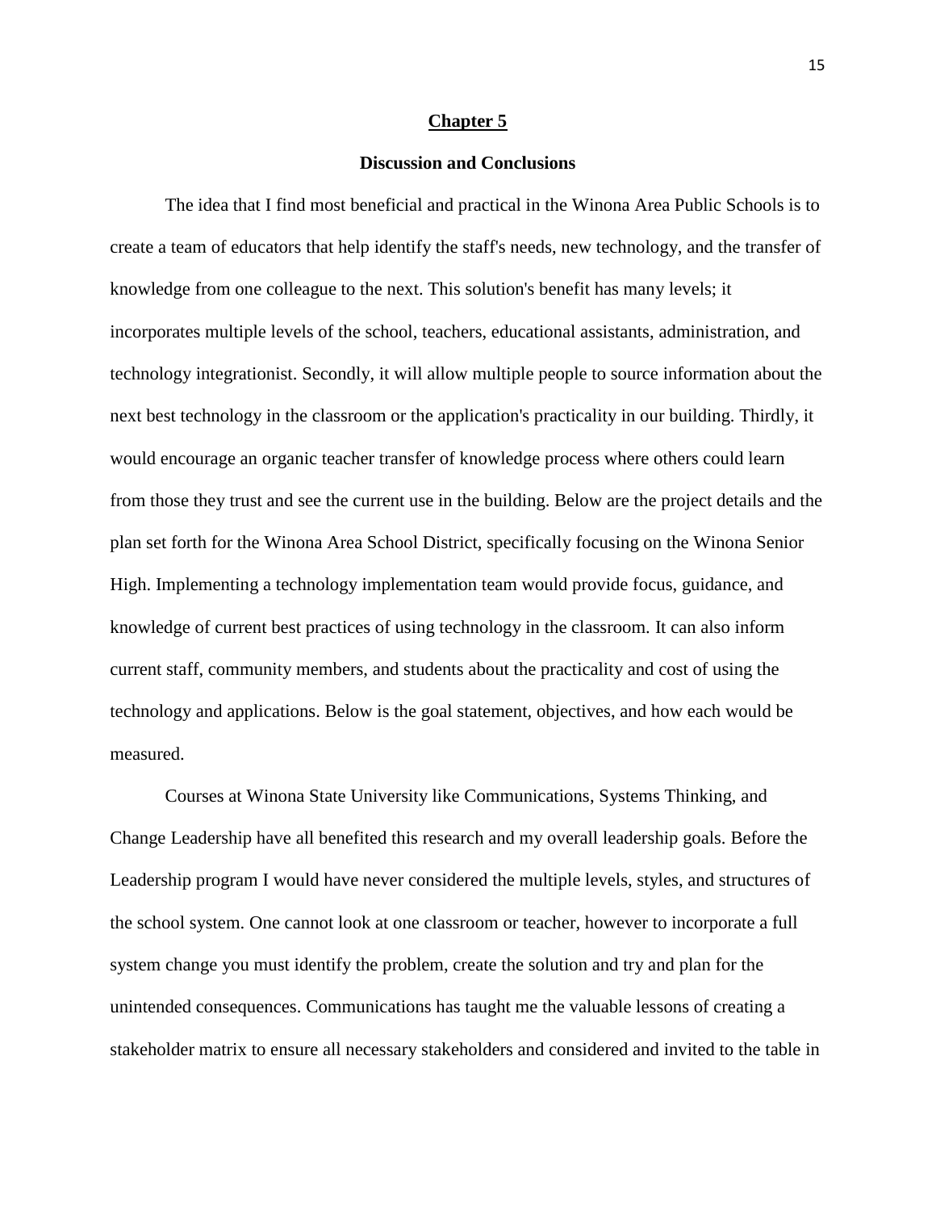# Chapter 5

## Discussion and Conclusions

The idea that I find most beneficial and practical in the Winona Area Public Schools is to create a team of educators that help identify the staff's needs, new technology, and the transfer of knowledge from one colleague to the next. This solution's benefit has many levels; it incorporates multiple levels of the school, teachers, educational assistants, administration, and technology integrationist. Secondly, it will allow multiple people to source information about the next best technology in the classroom or the application's practicality in our building. Thirdly, it would encourage an organic teacher transfer of knowledge process where others could learn from those they trust and see the current use in the building. Below are the project details and the plan set forth for the Winona Area School District, specifically focusing on the Winona Senior High. Implementing a technology implementation team would provide focus, guidance, and knowledge of current best practices of using technology in the classroom. It can also inform current staff, community members, and students about the practicality and cost of using the technology and applications. Below is the goal statement, objectives, and how each would be measured.

Courses at Winona State University like Communications, Systems Thinking, and Change Leadership have all benefited this research and my overall leadership goals. Before the Leadership program I would have never considered the multiple levels, styles, and structures of the school system. One cannot look at one classroom or teacher, however to incorporate a full system change you must identify the problem, create the solution and try and plan for the unintended consequences. Communications has taught me the valuable lessons of creating a stakeholder matrix to ensure all necessary stakeholders and considered and invited to the table in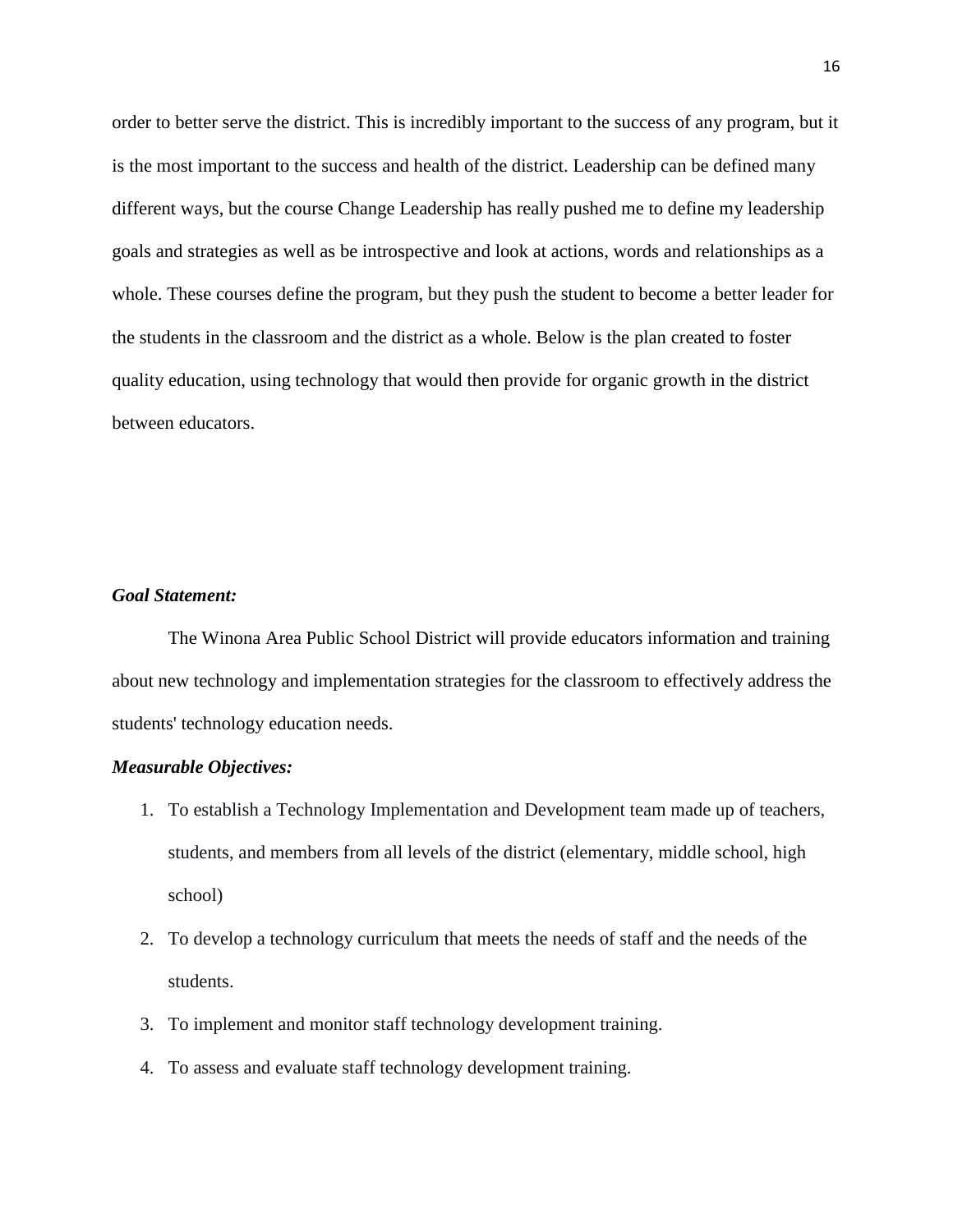order to better serve the district. This is incredibly important to the success of any program, but it is the most important to the success and health of the district. Leadership can be defined many different ways, but the course Change Leadership has really pushed me to define my leadership goals and strategies as well as be introspective and look at actions, words and relationships as a whole. These courses define the program, but they push the student to become a better leader for the students in the classroom and the district as a whole. Below is the plan created to foster quality education, using technology that would then provide for organic growth in the district between educators.

***Goal Statement:***

The Winona Area Public School District will provide educators information and training about new technology and implementation strategies for the classroom to effectively address the students' technology education needs.

***Measurable Objectives:***

1. To establish a Technology Implementation and Development team made up of teachers, students, and members from all levels of the district (elementary, middle school, high school)
2. To develop a technology curriculum that meets the needs of staff and the needs of the students.
3. To implement and monitor staff technology development training.
4. To assess and evaluate staff technology development training.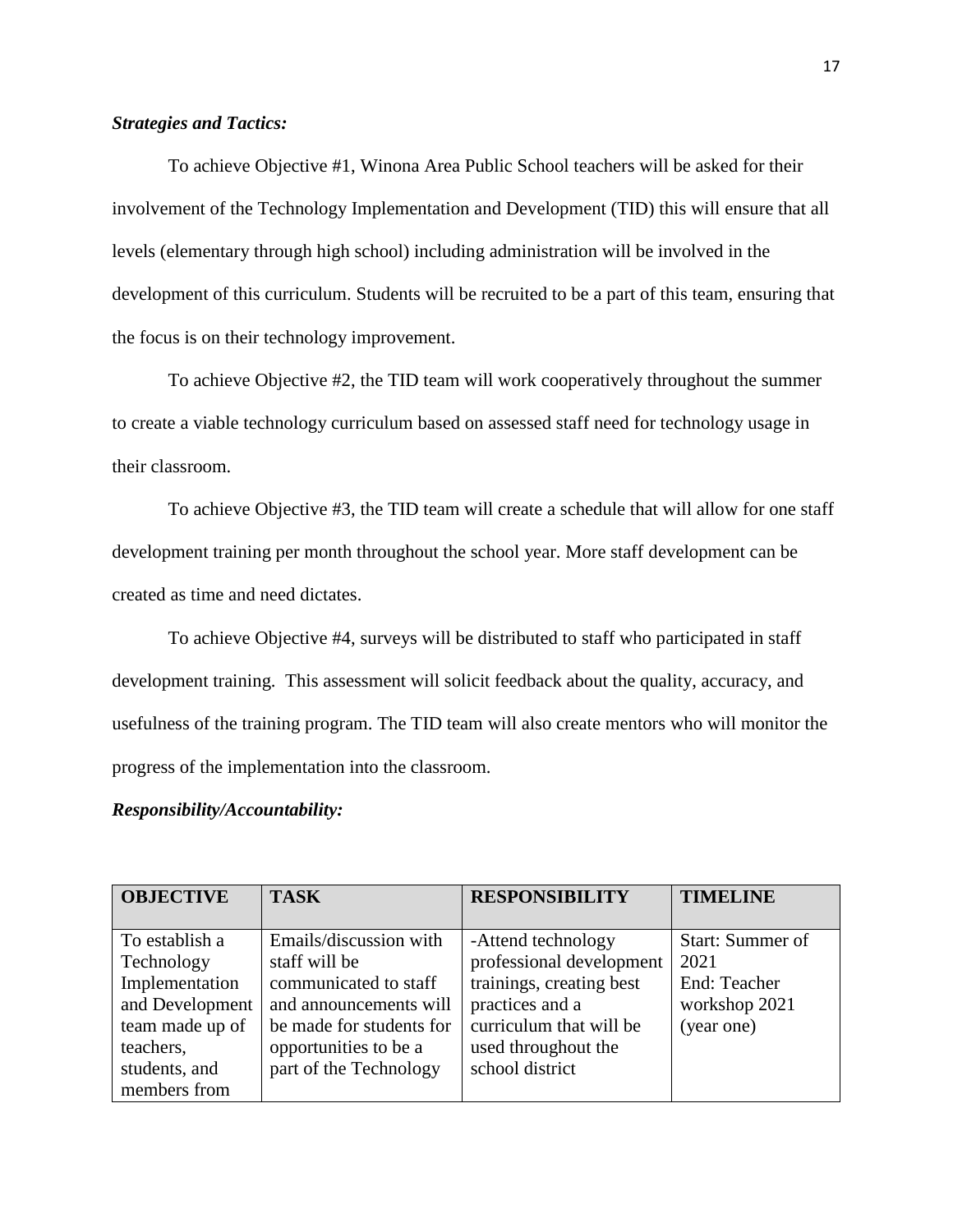***Strategies and Tactics:***

To achieve Objective #1, Winona Area Public School teachers will be asked for their involvement of the Technology Implementation and Development (TID) this will ensure that all levels (elementary through high school) including administration will be involved in the development of this curriculum. Students will be recruited to be a part of this team, ensuring that the focus is on their technology improvement.

To achieve Objective #2, the TID team will work cooperatively throughout the summer to create a viable technology curriculum based on assessed staff need for technology usage in their classroom.

To achieve Objective #3, the TID team will create a schedule that will allow for one staff development training per month throughout the school year. More staff development can be created as time and need dictates.

To achieve Objective #4, surveys will be distributed to staff who participated in staff development training. This assessment will solicit feedback about the quality, accuracy, and usefulness of the training program. The TID team will also create mentors who will monitor the progress of the implementation into the classroom.

***Responsibility/Accountability:***

| OBJECTIVE | TASK | RESPONSIBILITY | TIMELINE |
|---|---|---|---|
| To establish a Technology Implementation and Development team made up of teachers, students, and members from | Emails/discussion with staff will be communicated to staff and announcements will be made for students for opportunities to be a part of the Technology | -Attend technology professional development trainings, creating best practices and a curriculum that will be used throughout the school district | Start: Summer of 2021<br>End: Teacher workshop 2021 (year one) |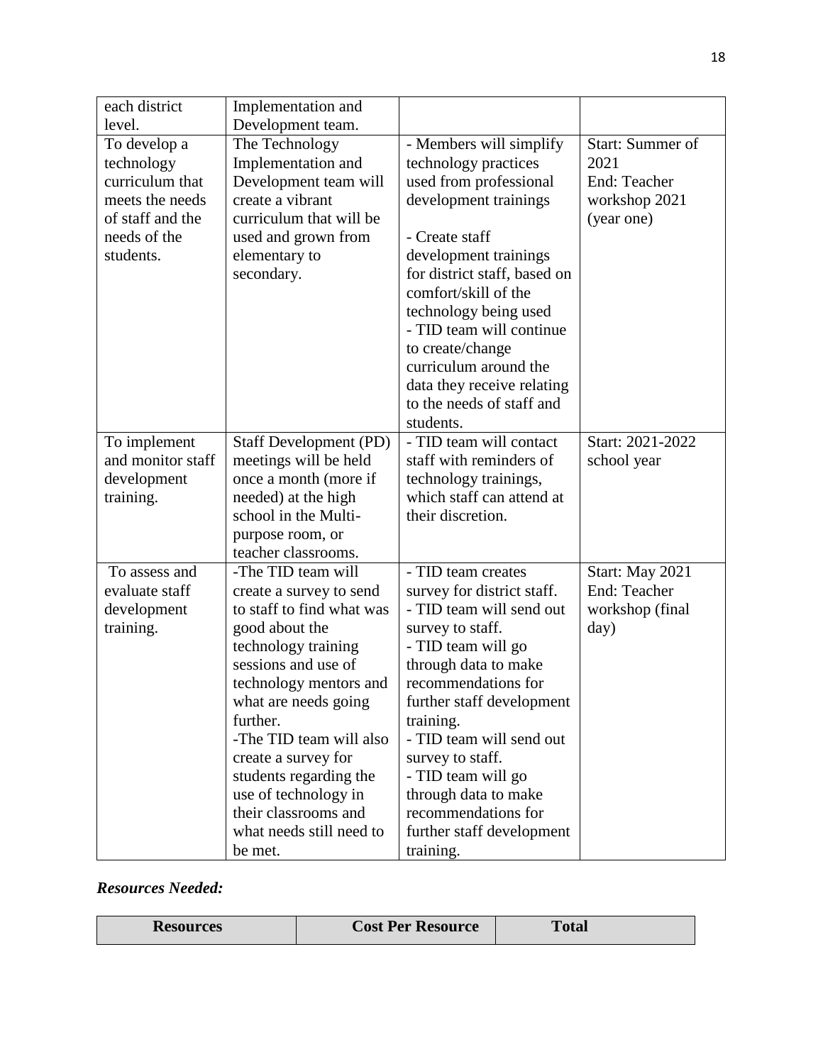| each district level. | Implementation and Development team. | | |
|---|---|---|---|
| To develop a technology curriculum that meets the needs of staff and the needs of the students. | The Technology Implementation and Development team will create a vibrant curriculum that will be used and grown from elementary to secondary. | - Members will simplify technology practices used from professional development trainings<br><br>- Create staff development trainings for district staff, based on comfort/skill of the technology being used<br>- TID team will continue to create/change curriculum around the data they receive relating to the needs of staff and students. | Start: Summer of 2021<br>End: Teacher workshop 2021 (year one) |
| To implement and monitor staff development training. | Staff Development (PD) meetings will be held once a month (more if needed) at the high school in the Multi-purpose room, or teacher classrooms. | - TID team will contact staff with reminders of technology trainings, which staff can attend at their discretion. | Start: 2021-2022 school year |
| To assess and evaluate staff development training. | -The TID team will create a survey to send to staff to find what was good about the technology training sessions and use of technology mentors and what are needs going further.<br>-The TID team will also create a survey for students regarding the use of technology in their classrooms and what needs still need to be met. | - TID team creates survey for district staff.<br>- TID team will send out survey to staff.<br>- TID team will go through data to make recommendations for further staff development training.<br>- TID team will send out survey to staff.<br>- TID team will go through data to make recommendations for further staff development training. | Start: May 2021<br>End: Teacher workshop (final day) |

***Resources Needed:***

| Resources | Cost Per Resource | Total |
|---|---|---|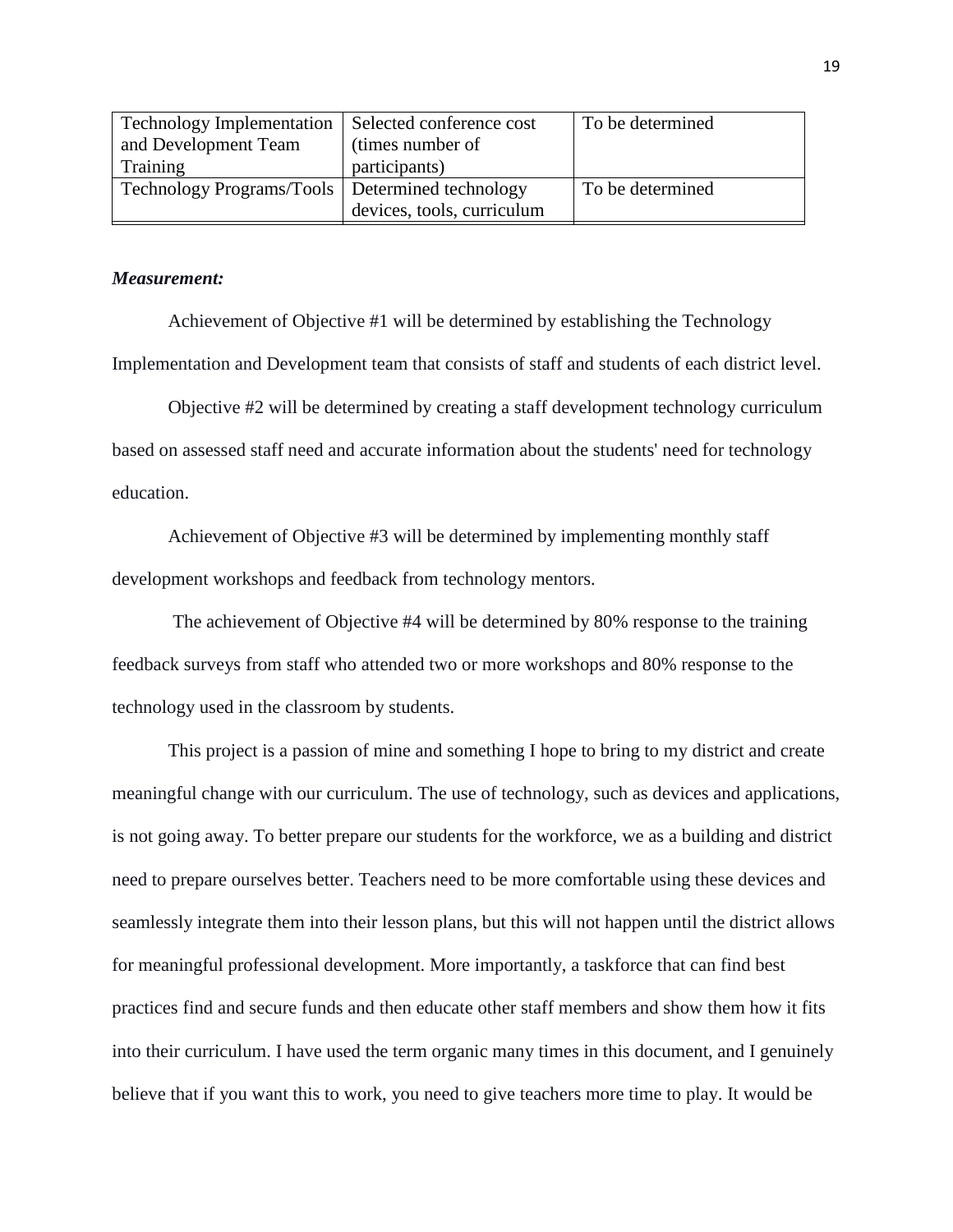| Technology Implementation and Development Team Training | Selected conference cost (times number of participants) | To be determined |
| --- | --- | --- |
| Technology Programs/Tools | Determined technology devices, tools, curriculum | To be determined |

***Measurement:***

Achievement of Objective #1 will be determined by establishing the Technology Implementation and Development team that consists of staff and students of each district level.

Objective #2 will be determined by creating a staff development technology curriculum based on assessed staff need and accurate information about the students' need for technology education.

Achievement of Objective #3 will be determined by implementing monthly staff development workshops and feedback from technology mentors.

The achievement of Objective #4 will be determined by 80% response to the training feedback surveys from staff who attended two or more workshops and 80% response to the technology used in the classroom by students.

This project is a passion of mine and something I hope to bring to my district and create meaningful change with our curriculum. The use of technology, such as devices and applications, is not going away. To better prepare our students for the workforce, we as a building and district need to prepare ourselves better. Teachers need to be more comfortable using these devices and seamlessly integrate them into their lesson plans, but this will not happen until the district allows for meaningful professional development. More importantly, a taskforce that can find best practices find and secure funds and then educate other staff members and show them how it fits into their curriculum. I have used the term organic many times in this document, and I genuinely believe that if you want this to work, you need to give teachers more time to play. It would be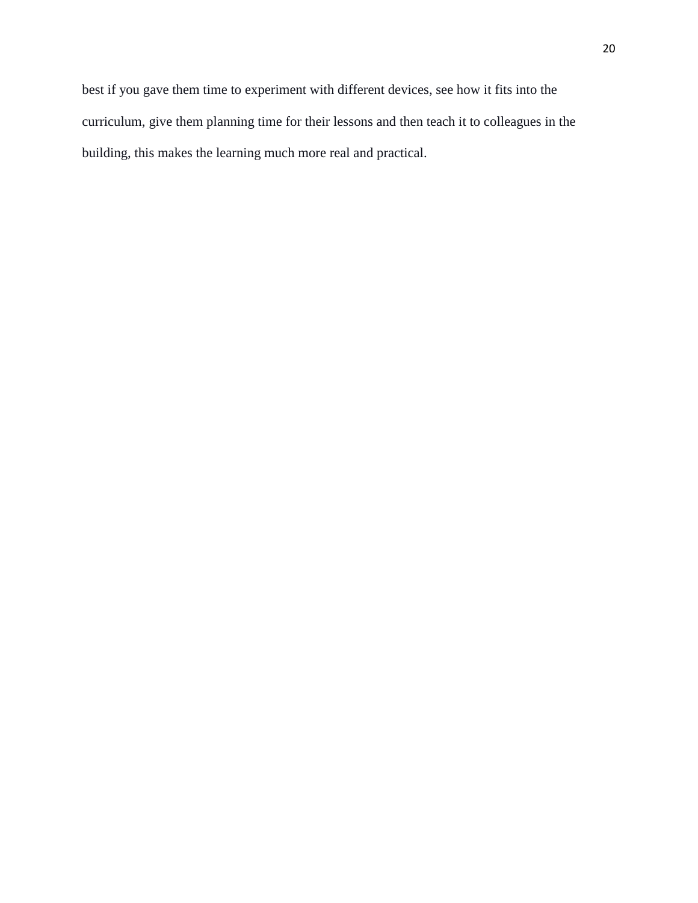best if you gave them time to experiment with different devices, see how it fits into the curriculum, give them planning time for their lessons and then teach it to colleagues in the building, this makes the learning much more real and practical.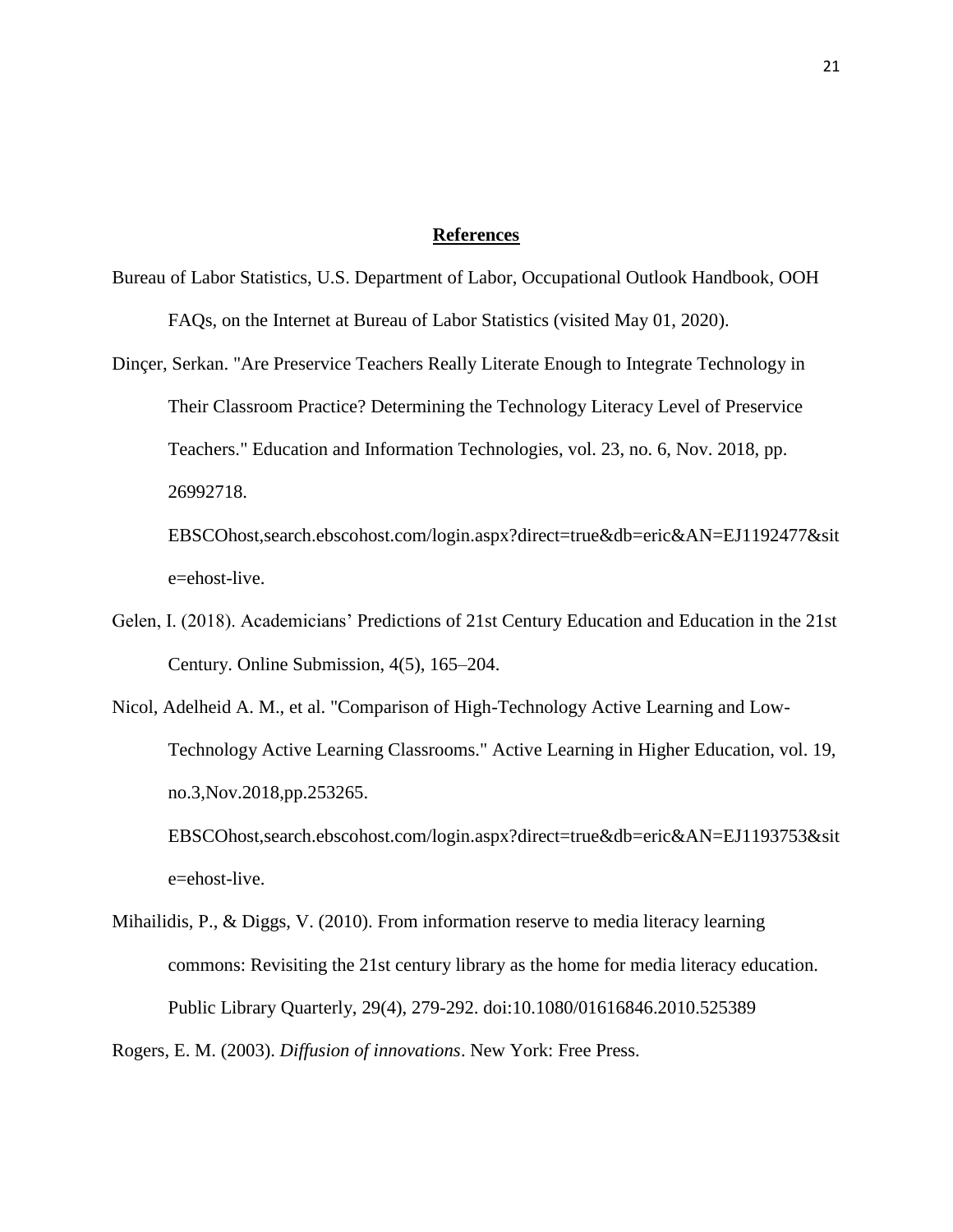## References

Bureau of Labor Statistics, U.S. Department of Labor, Occupational Outlook Handbook, OOH FAQs, on the Internet at Bureau of Labor Statistics (visited May 01, 2020).

Dinçer, Serkan. "Are Preservice Teachers Really Literate Enough to Integrate Technology in Their Classroom Practice? Determining the Technology Literacy Level of Preservice Teachers." Education and Information Technologies, vol. 23, no. 6, Nov. 2018, pp. 26992718. EBSCOhost,search.ebscohost.com/login.aspx?direct=true&db=eric&AN=EJ1192477&site=ehost-live.

Gelen, I. (2018). Academicians' Predictions of 21st Century Education and Education in the 21st Century. Online Submission, 4(5), 165–204.

Nicol, Adelheid A. M., et al. "Comparison of High-Technology Active Learning and Low-Technology Active Learning Classrooms." Active Learning in Higher Education, vol. 19, no.3,Nov.2018,pp.253265. EBSCOhost,search.ebscohost.com/login.aspx?direct=true&db=eric&AN=EJ1193753&site=ehost-live.

Mihailidis, P., & Diggs, V. (2010). From information reserve to media literacy learning commons: Revisiting the 21st century library as the home for media literacy education. Public Library Quarterly, 29(4), 279-292. doi:10.1080/01616846.2010.525389

Rogers, E. M. (2003). *Diffusion of innovations*. New York: Free Press.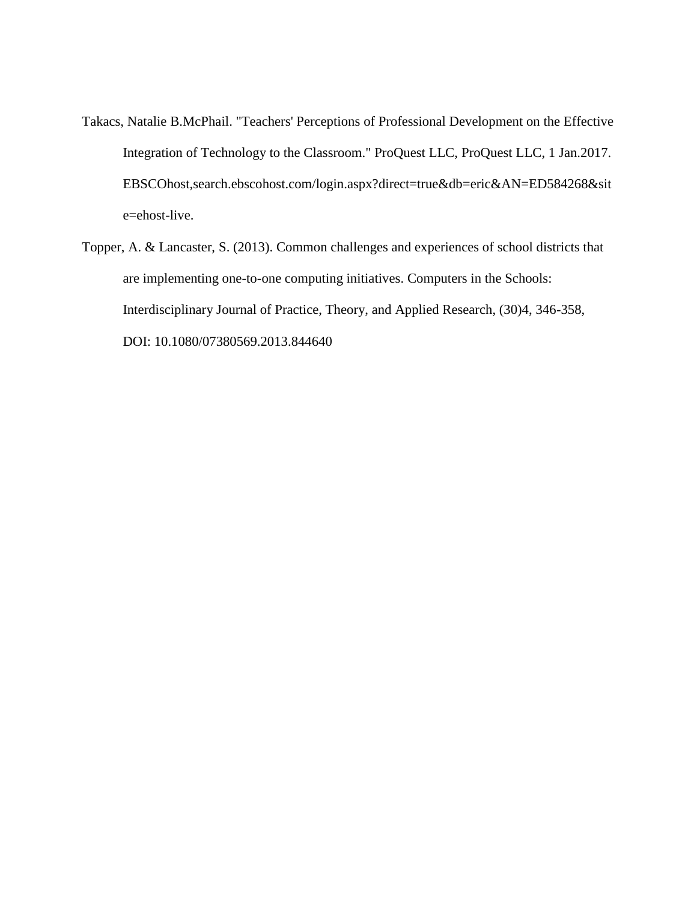Takacs, Natalie B.McPhail. "Teachers' Perceptions of Professional Development on the Effective Integration of Technology to the Classroom." ProQuest LLC, ProQuest LLC, 1 Jan.2017. EBSCOhost,search.ebscohost.com/login.aspx?direct=true&db=eric&AN=ED584268&site=ehost-live.

Topper, A. & Lancaster, S. (2013). Common challenges and experiences of school districts that are implementing one-to-one computing initiatives. Computers in the Schools: Interdisciplinary Journal of Practice, Theory, and Applied Research, (30)4, 346-358, DOI: 10.1080/07380569.2013.844640